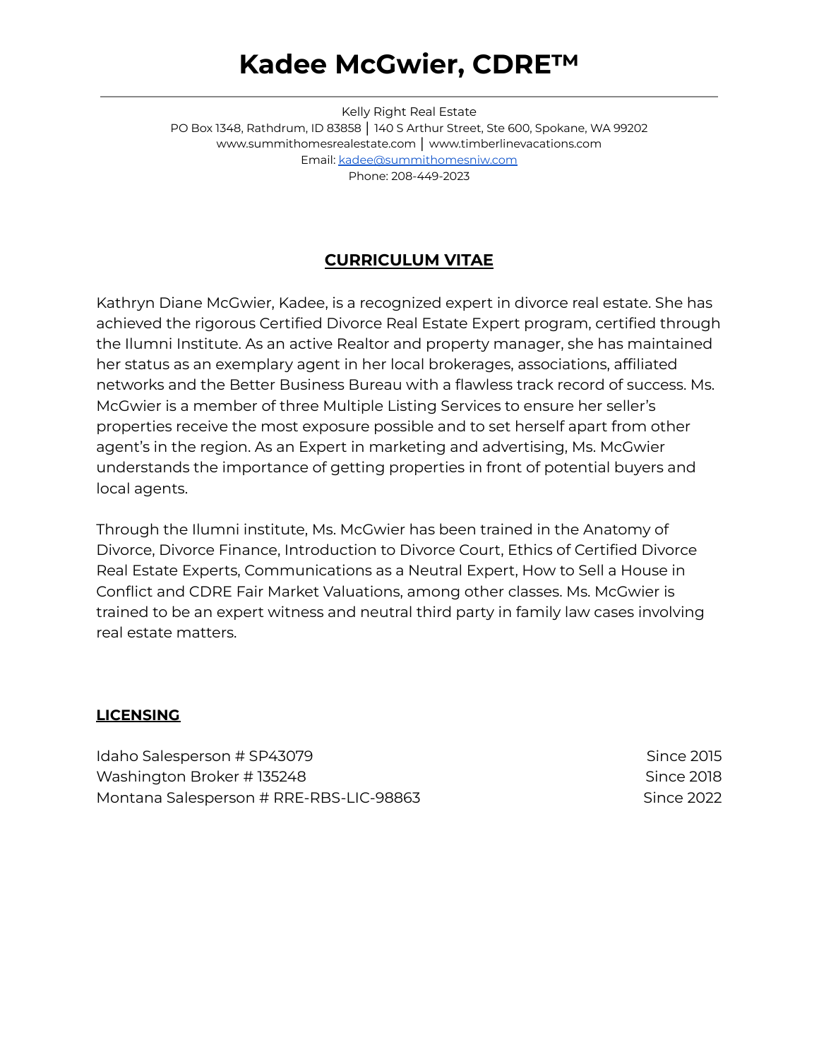# Kadee McGwier, CDRE™

Kelly Right Real Estate
PO Box 1348, Rathdrum, ID 83858 | 140 S Arthur Street, Ste 600, Spokane, WA 99202
www.summithomesrealestate.com | www.timberlinevacations.com
Email: kadee@summithomesniw.com
Phone: 208-449-2023

## CURRICULUM VITAE

Kathryn Diane McGwier, Kadee, is a recognized expert in divorce real estate. She has achieved the rigorous Certified Divorce Real Estate Expert program, certified through the Ilumni Institute. As an active Realtor and property manager, she has maintained her status as an exemplary agent in her local brokerages, associations, affiliated networks and the Better Business Bureau with a flawless track record of success. Ms. McGwier is a member of three Multiple Listing Services to ensure her seller's properties receive the most exposure possible and to set herself apart from other agent's in the region. As an Expert in marketing and advertising, Ms. McGwier understands the importance of getting properties in front of potential buyers and local agents.

Through the Ilumni institute, Ms. McGwier has been trained in the Anatomy of Divorce, Divorce Finance, Introduction to Divorce Court, Ethics of Certified Divorce Real Estate Experts, Communications as a Neutral Expert, How to Sell a House in Conflict and CDRE Fair Market Valuations, among other classes. Ms. McGwier is trained to be an expert witness and neutral third party in family law cases involving real estate matters.

### LICENSING

| | |
|---|---|
| Idaho Salesperson # SP43079 | Since 2015 |
| Washington Broker # 135248 | Since 2018 |
| Montana Salesperson # RRE-RBS-LIC-98863 | Since 2022 |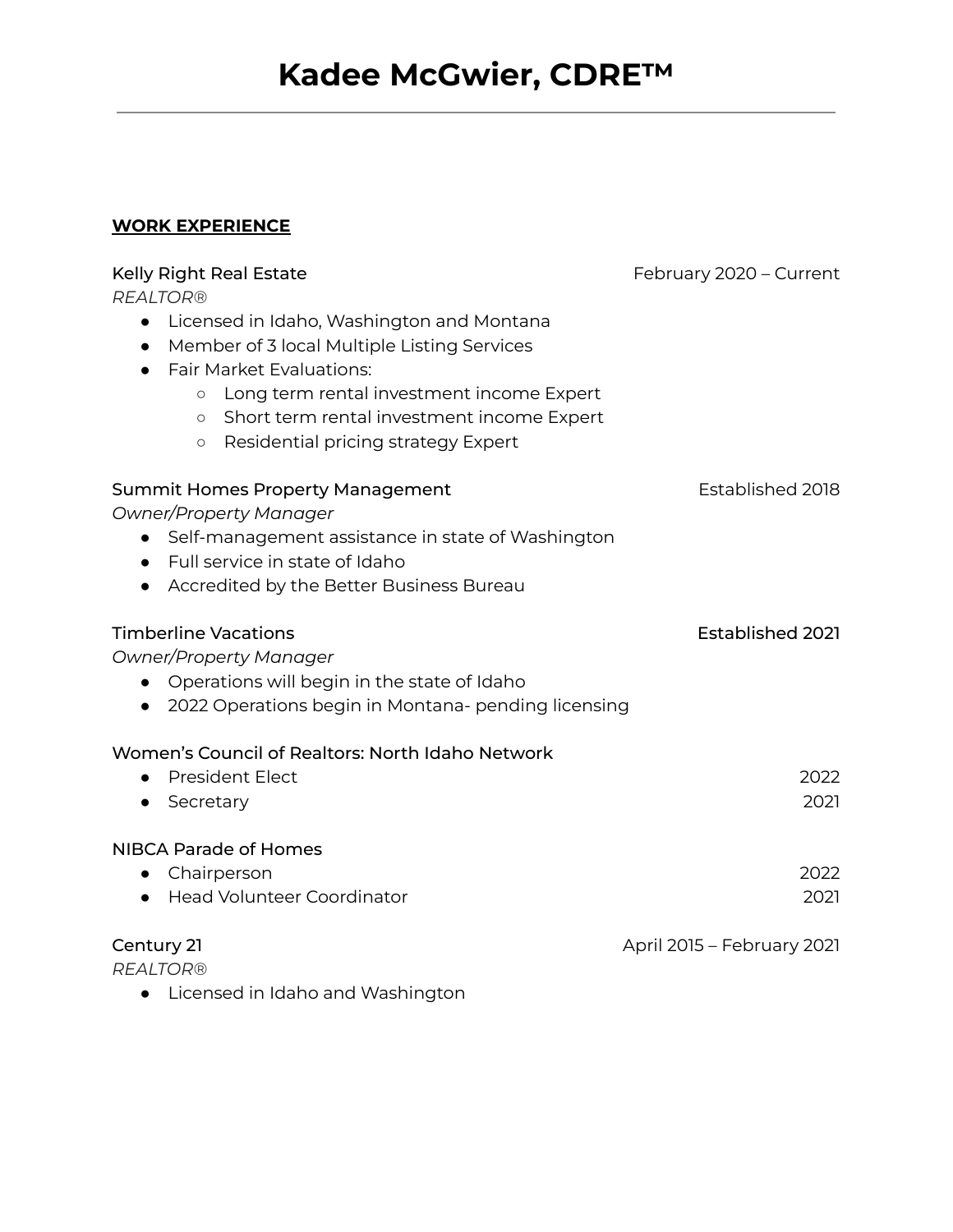# Kadee McGwier, CDRE™

---

**WORK EXPERIENCE**

Kelly Right Real Estate — February 2020 – Current

*REALTOR®*

- Licensed in Idaho, Washington and Montana
- Member of 3 local Multiple Listing Services
- Fair Market Evaluations:
  - Long term rental investment income Expert
  - Short term rental investment income Expert
  - Residential pricing strategy Expert

Summit Homes Property Management — Established 2018

*Owner/Property Manager*

- Self-management assistance in state of Washington
- Full service in state of Idaho
- Accredited by the Better Business Bureau

Timberline Vacations — Established 2021

*Owner/Property Manager*

- Operations will begin in the state of Idaho
- 2022 Operations begin in Montana- pending licensing

Women's Council of Realtors: North Idaho Network

- President Elect — 2022
- Secretary — 2021

NIBCA Parade of Homes

- Chairperson — 2022
- Head Volunteer Coordinator — 2021

Century 21 — April 2015 – February 2021

*REALTOR®*

- Licensed in Idaho and Washington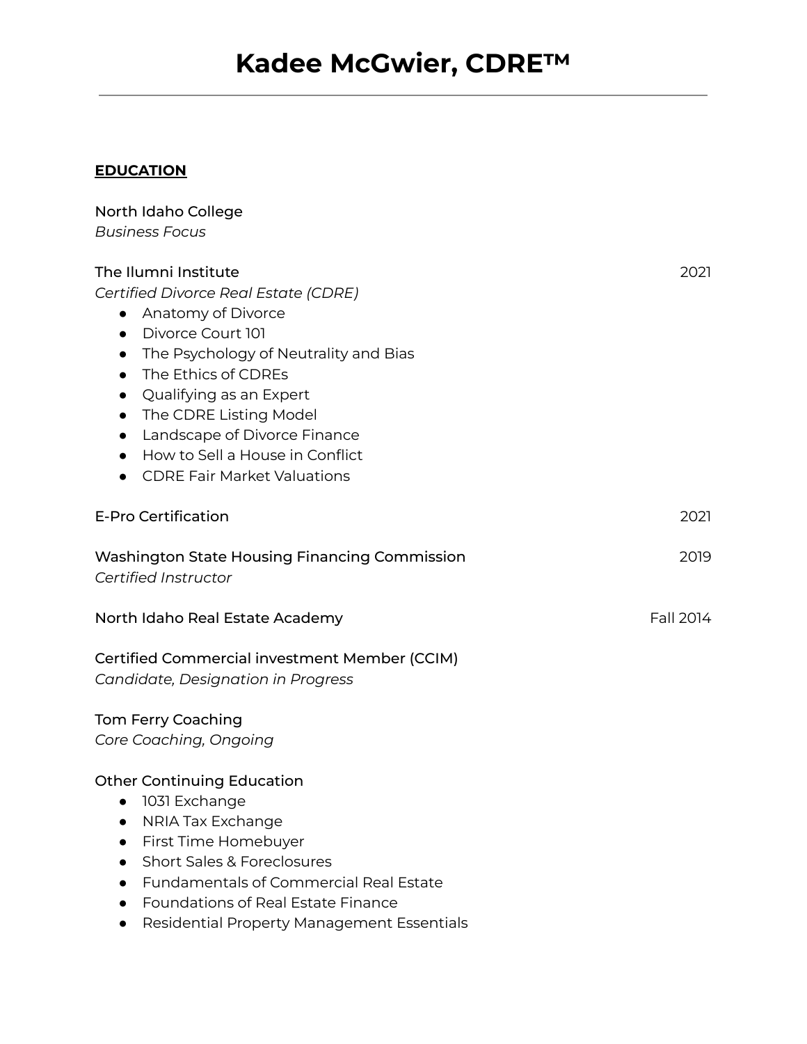# Kadee McGwier, CDRE™

---

**EDUCATION**

North Idaho College
*Business Focus*

The Ilumni Institute — 2021
*Certified Divorce Real Estate (CDRE)*

- Anatomy of Divorce
- Divorce Court 101
- The Psychology of Neutrality and Bias
- The Ethics of CDREs
- Qualifying as an Expert
- The CDRE Listing Model
- Landscape of Divorce Finance
- How to Sell a House in Conflict
- CDRE Fair Market Valuations

E-Pro Certification — 2021

Washington State Housing Financing Commission — 2019
*Certified Instructor*

North Idaho Real Estate Academy — Fall 2014

Certified Commercial investment Member (CCIM)
*Candidate, Designation in Progress*

Tom Ferry Coaching
*Core Coaching, Ongoing*

Other Continuing Education

- 1031 Exchange
- NRIA Tax Exchange
- First Time Homebuyer
- Short Sales & Foreclosures
- Fundamentals of Commercial Real Estate
- Foundations of Real Estate Finance
- Residential Property Management Essentials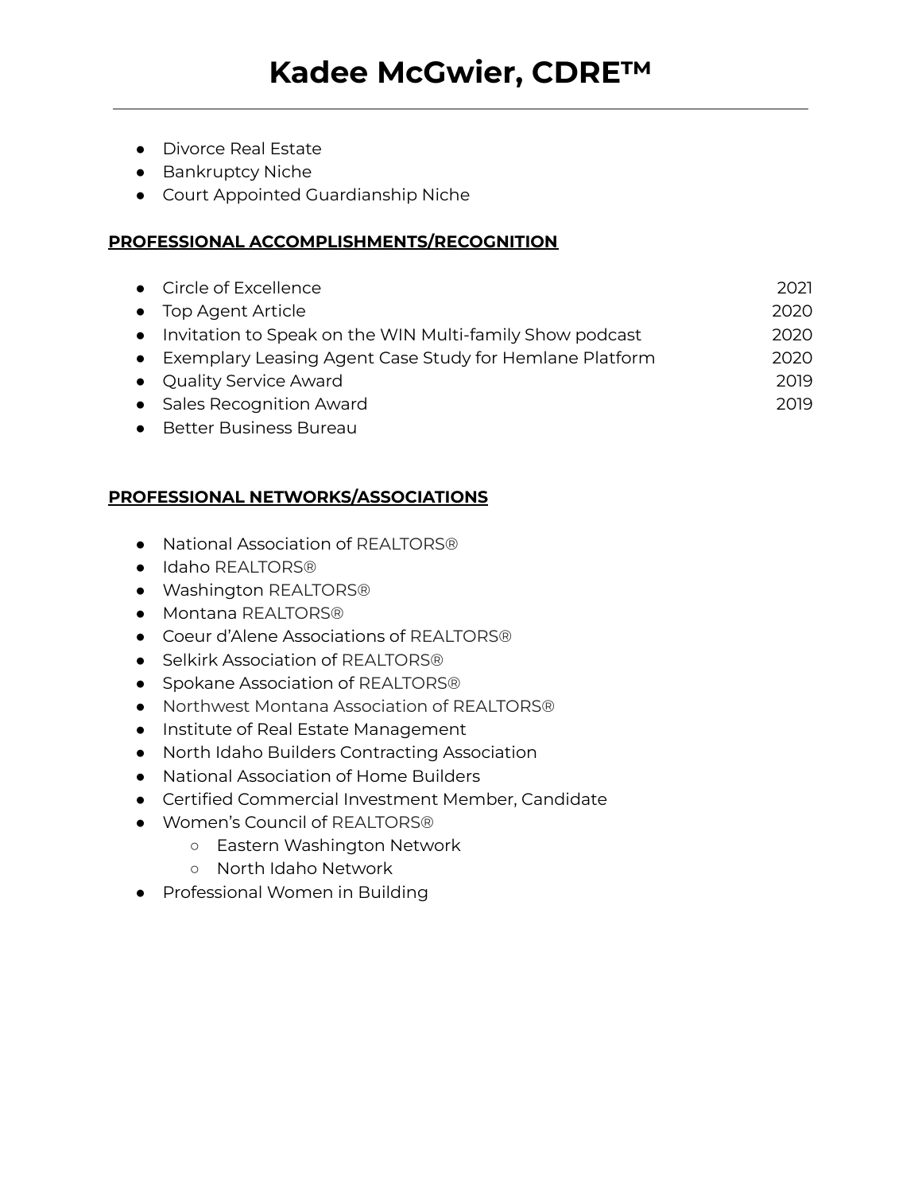# Kadee McGwier, CDRE™

- Divorce Real Estate
- Bankruptcy Niche
- Court Appointed Guardianship Niche

## PROFESSIONAL ACCOMPLISHMENTS/RECOGNITION

- Circle of Excellence 2021
- Top Agent Article 2020
- Invitation to Speak on the WIN Multi-family Show podcast 2020
- Exemplary Leasing Agent Case Study for Hemlane Platform 2020
- Quality Service Award 2019
- Sales Recognition Award 2019
- Better Business Bureau

## PROFESSIONAL NETWORKS/ASSOCIATIONS

- National Association of REALTORS®
- Idaho REALTORS®
- Washington REALTORS®
- Montana REALTORS®
- Coeur d'Alene Associations of REALTORS®
- Selkirk Association of REALTORS®
- Spokane Association of REALTORS®
- Northwest Montana Association of REALTORS®
- Institute of Real Estate Management
- North Idaho Builders Contracting Association
- National Association of Home Builders
- Certified Commercial Investment Member, Candidate
- Women's Council of REALTORS®
  - Eastern Washington Network
  - North Idaho Network
- Professional Women in Building